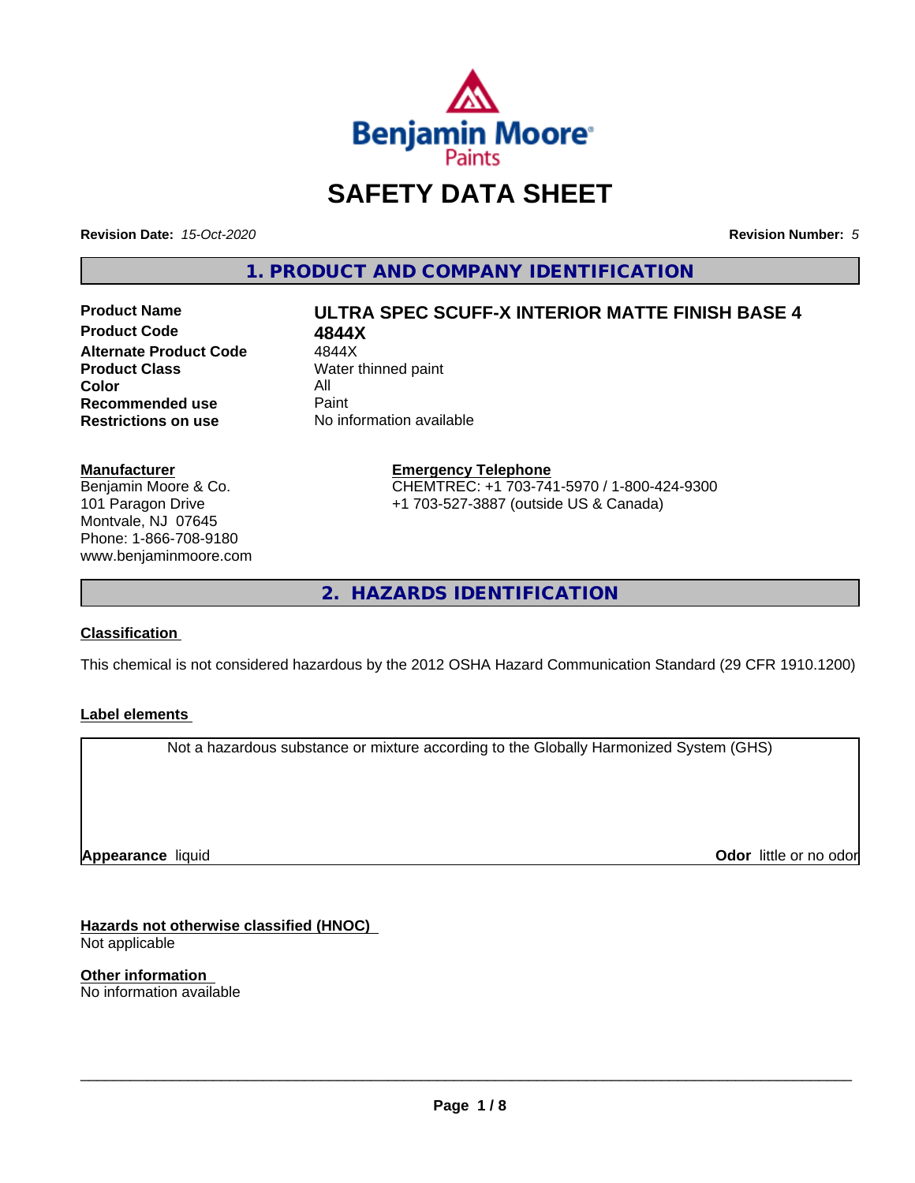# SAFETY DATA SHEET

**Revision Date:** *15-Oct-2020* **Revision Number:** *5*

## 1. PRODUCT AND COMPANY IDENTIFICATION

| | |
|---|---|
| **Product Name** | **ULTRA SPEC SCUFF-X INTERIOR MATTE FINISH BASE 4** |
| **Product Code** | **4844X** |
| **Alternate Product Code** | 4844X |
| **Product Class** | Water thinned paint |
| **Color** | All |
| **Recommended use** | Paint |
| **Restrictions on use** | No information available |

**Manufacturer**
Benjamin Moore & Co.
101 Paragon Drive
Montvale, NJ 07645
Phone: 1-866-708-9180
www.benjaminmoore.com

**Emergency Telephone**
CHEMTREC: +1 703-741-5970 / 1-800-424-9300
+1 703-527-3887 (outside US & Canada)

## 2. HAZARDS IDENTIFICATION

**Classification**

This chemical is not considered hazardous by the 2012 OSHA Hazard Communication Standard (29 CFR 1910.1200)

**Label elements**

Not a hazardous substance or mixture according to the Globally Harmonized System (GHS)

**Appearance** liquid **Odor** little or no odor

**Hazards not otherwise classified (HNOC)**
Not applicable

**Other information**
No information available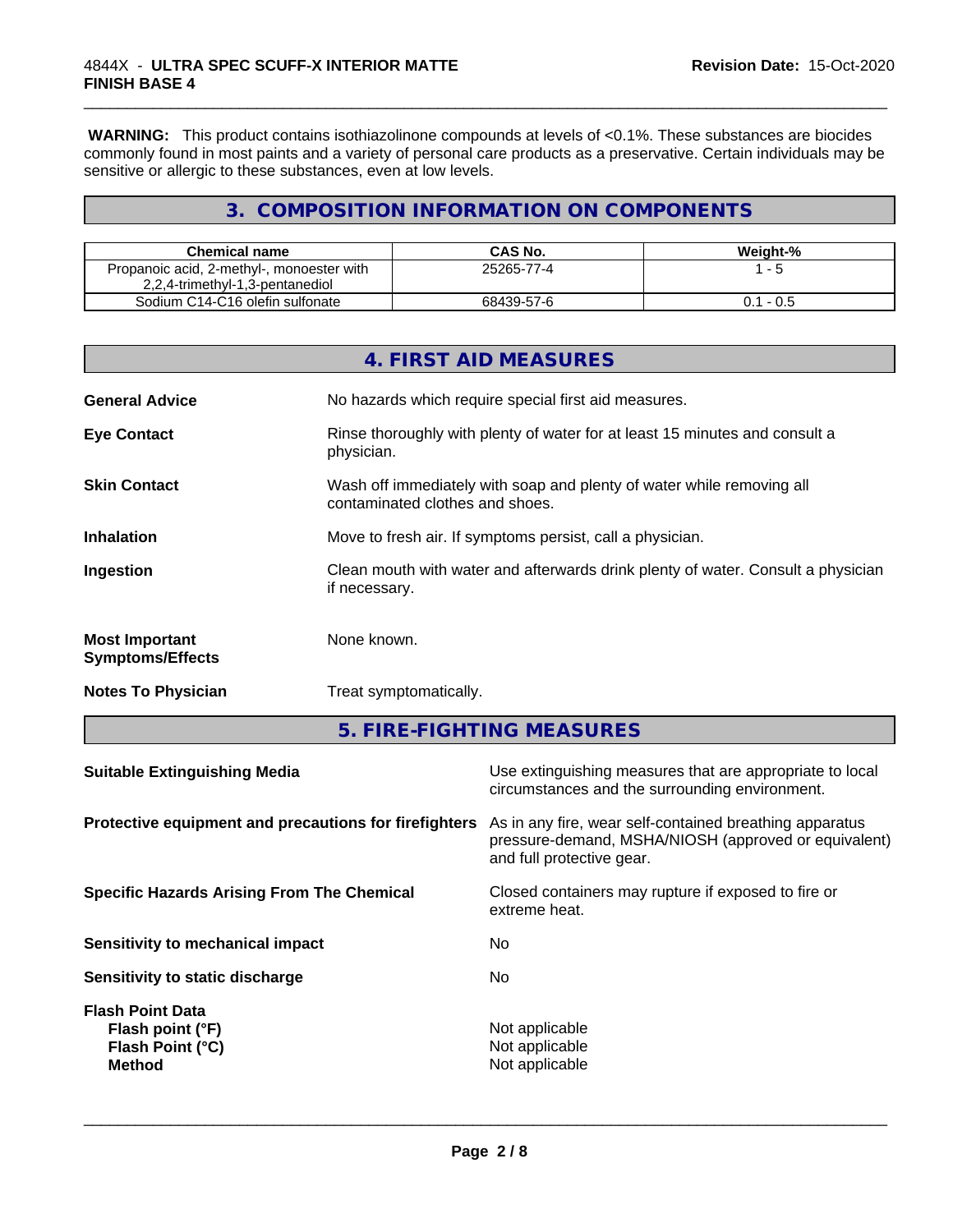**WARNING:** This product contains isothiazolinone compounds at levels of <0.1%. These substances are biocides commonly found in most paints and a variety of personal care products as a preservative. Certain individuals may be sensitive or allergic to these substances, even at low levels.

## 3. COMPOSITION INFORMATION ON COMPONENTS

| Chemical name | CAS No. | Weight-% |
|---|---|---|
| Propanoic acid, 2-methyl-, monoester with 2,2,4-trimethyl-1,3-pentanediol | 25265-77-4 | 1 - 5 |
| Sodium C14-C16 olefin sulfonate | 68439-57-6 | 0.1 - 0.5 |

## 4. FIRST AID MEASURES

**General Advice** No hazards which require special first aid measures.

**Eye Contact** Rinse thoroughly with plenty of water for at least 15 minutes and consult a physician.

**Skin Contact** Wash off immediately with soap and plenty of water while removing all contaminated clothes and shoes.

**Inhalation** Move to fresh air. If symptoms persist, call a physician.

**Ingestion** Clean mouth with water and afterwards drink plenty of water. Consult a physician if necessary.

**Most Important Symptoms/Effects** None known.

**Notes To Physician** Treat symptomatically.

## 5. FIRE-FIGHTING MEASURES

**Suitable Extinguishing Media** Use extinguishing measures that are appropriate to local circumstances and the surrounding environment.

**Protective equipment and precautions for firefighters** As in any fire, wear self-contained breathing apparatus pressure-demand, MSHA/NIOSH (approved or equivalent) and full protective gear.

**Specific Hazards Arising From The Chemical** Closed containers may rupture if exposed to fire or extreme heat.

**Sensitivity to mechanical impact** No

**Sensitivity to static discharge** No

**Flash Point Data**
**Flash point (°F)** Not applicable
**Flash Point (°C)** Not applicable
**Method** Not applicable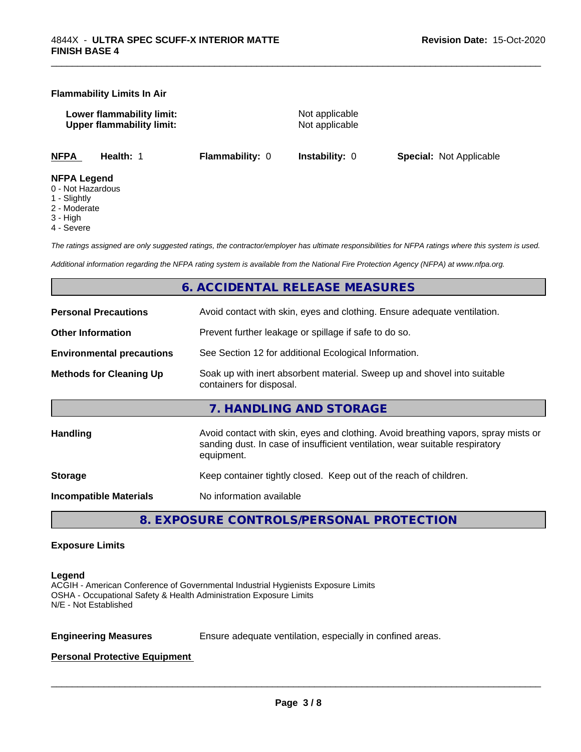**Flammability Limits In Air**

| | |
|---|---|
| **Lower flammability limit:** | Not applicable |
| **Upper flammability limit:** | Not applicable |

| **NFPA** | **Health:** 1 | **Flammability:** 0 | **Instability:** 0 | **Special:** Not Applicable |
|---|---|---|---|---|

**NFPA Legend**
0 - Not Hazardous
1 - Slightly
2 - Moderate
3 - High
4 - Severe

*The ratings assigned are only suggested ratings, the contractor/employer has ultimate responsibilities for NFPA ratings where this system is used.*

*Additional information regarding the NFPA rating system is available from the National Fire Protection Agency (NFPA) at www.nfpa.org.*

## 6. ACCIDENTAL RELEASE MEASURES

| | |
|---|---|
| **Personal Precautions** | Avoid contact with skin, eyes and clothing. Ensure adequate ventilation. |
| **Other Information** | Prevent further leakage or spillage if safe to do so. |
| **Environmental precautions** | See Section 12 for additional Ecological Information. |
| **Methods for Cleaning Up** | Soak up with inert absorbent material. Sweep up and shovel into suitable containers for disposal. |

## 7. HANDLING AND STORAGE

| | |
|---|---|
| **Handling** | Avoid contact with skin, eyes and clothing. Avoid breathing vapors, spray mists or sanding dust. In case of insufficient ventilation, wear suitable respiratory equipment. |
| **Storage** | Keep container tightly closed. Keep out of the reach of children. |
| **Incompatible Materials** | No information available |

## 8. EXPOSURE CONTROLS/PERSONAL PROTECTION

**Exposure Limits**

**Legend**
ACGIH - American Conference of Governmental Industrial Hygienists Exposure Limits
OSHA - Occupational Safety & Health Administration Exposure Limits
N/E - Not Established

**Engineering Measures** Ensure adequate ventilation, especially in confined areas.

**Personal Protective Equipment**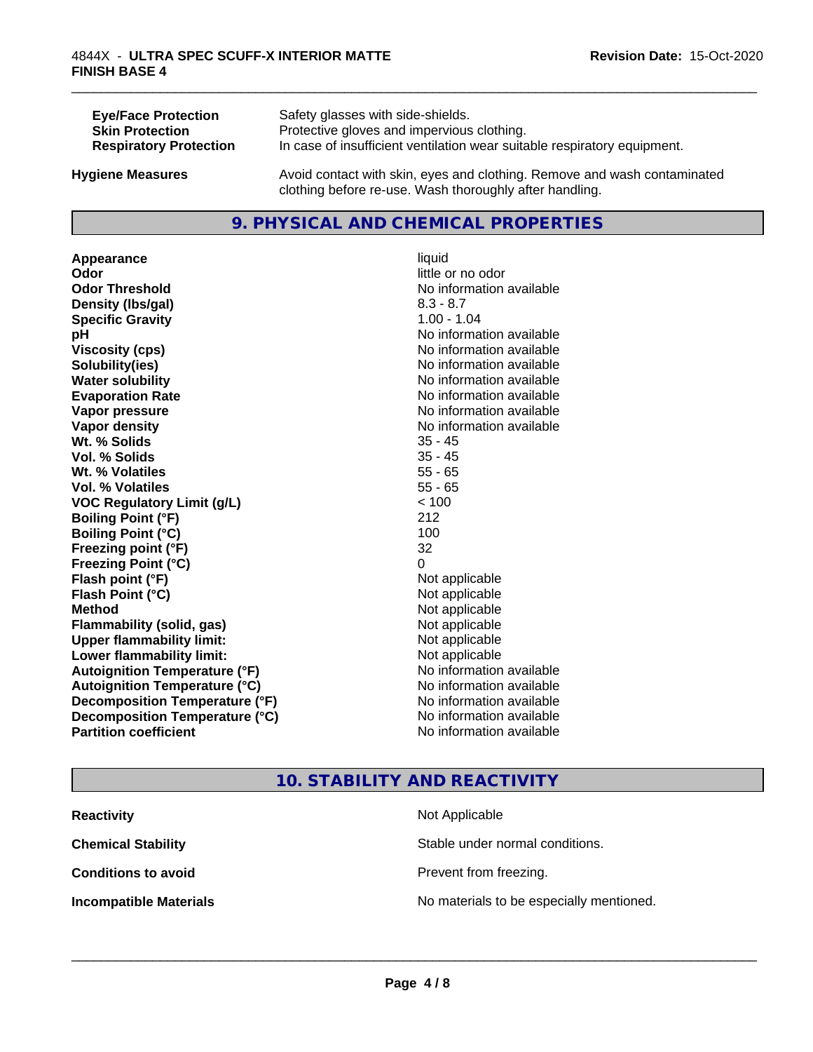| | |
|---|---|
| **Eye/Face Protection** | Safety glasses with side-shields. |
| **Skin Protection** | Protective gloves and impervious clothing. |
| **Respiratory Protection** | In case of insufficient ventilation wear suitable respiratory equipment. |
| **Hygiene Measures** | Avoid contact with skin, eyes and clothing. Remove and wash contaminated clothing before re-use. Wash thoroughly after handling. |

## 9. PHYSICAL AND CHEMICAL PROPERTIES

| | |
|---|---|
| **Appearance** | liquid |
| **Odor** | little or no odor |
| **Odor Threshold** | No information available |
| **Density (lbs/gal)** | 8.3 - 8.7 |
| **Specific Gravity** | 1.00 - 1.04 |
| **pH** | No information available |
| **Viscosity (cps)** | No information available |
| **Solubility(ies)** | No information available |
| **Water solubility** | No information available |
| **Evaporation Rate** | No information available |
| **Vapor pressure** | No information available |
| **Vapor density** | No information available |
| **Wt. % Solids** | 35 - 45 |
| **Vol. % Solids** | 35 - 45 |
| **Wt. % Volatiles** | 55 - 65 |
| **Vol. % Volatiles** | 55 - 65 |
| **VOC Regulatory Limit (g/L)** | < 100 |
| **Boiling Point (°F)** | 212 |
| **Boiling Point (°C)** | 100 |
| **Freezing point (°F)** | 32 |
| **Freezing Point (°C)** | 0 |
| **Flash point (°F)** | Not applicable |
| **Flash Point (°C)** | Not applicable |
| **Method** | Not applicable |
| **Flammability (solid, gas)** | Not applicable |
| **Upper flammability limit:** | Not applicable |
| **Lower flammability limit:** | Not applicable |
| **Autoignition Temperature (°F)** | No information available |
| **Autoignition Temperature (°C)** | No information available |
| **Decomposition Temperature (°F)** | No information available |
| **Decomposition Temperature (°C)** | No information available |
| **Partition coefficient** | No information available |

## 10. STABILITY AND REACTIVITY

| | |
|---|---|
| **Reactivity** | Not Applicable |
| **Chemical Stability** | Stable under normal conditions. |
| **Conditions to avoid** | Prevent from freezing. |
| **Incompatible Materials** | No materials to be especially mentioned. |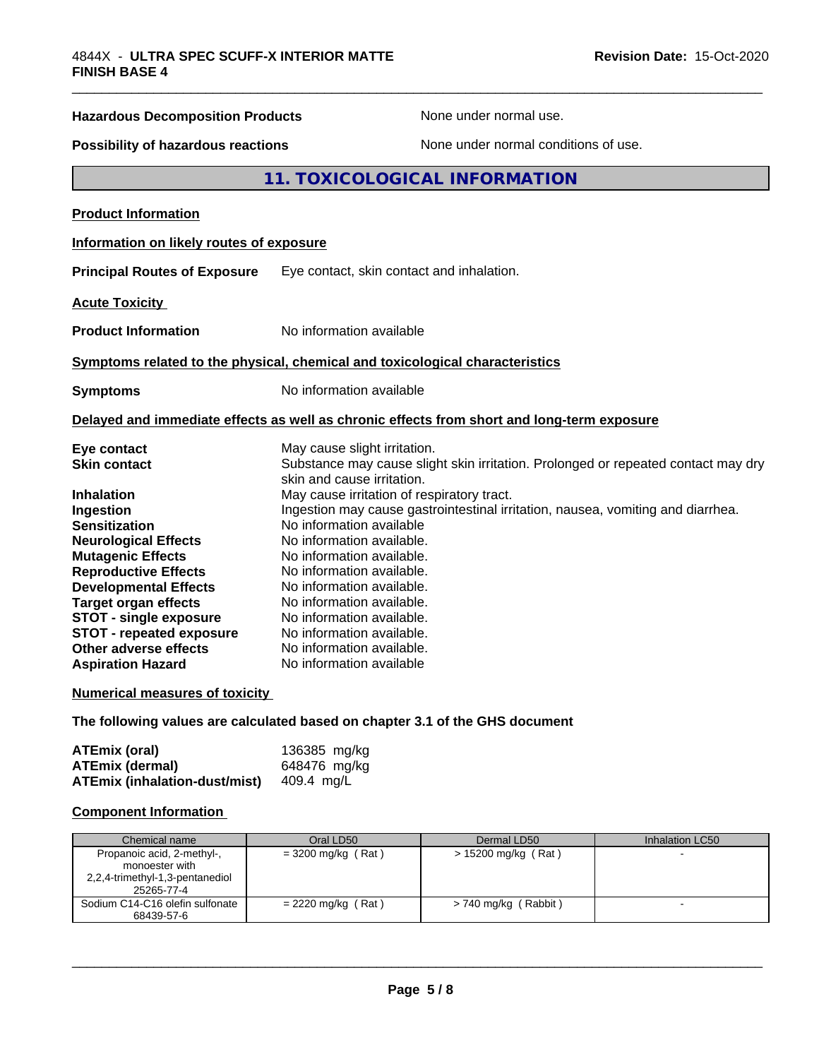**Hazardous Decomposition Products** None under normal use.

**Possibility of hazardous reactions** None under normal conditions of use.

## 11. TOXICOLOGICAL INFORMATION

**Product Information**

**Information on likely routes of exposure**

**Principal Routes of Exposure** Eye contact, skin contact and inhalation.

**Acute Toxicity**

**Product Information** No information available

**Symptoms related to the physical, chemical and toxicological characteristics**

**Symptoms** No information available

**Delayed and immediate effects as well as chronic effects from short and long-term exposure**

**Eye contact** May cause slight irritation.
**Skin contact** Substance may cause slight skin irritation. Prolonged or repeated contact may dry skin and cause irritation.
**Inhalation** May cause irritation of respiratory tract.
**Ingestion** Ingestion may cause gastrointestinal irritation, nausea, vomiting and diarrhea.
**Sensitization** No information available
**Neurological Effects** No information available.
**Mutagenic Effects** No information available.
**Reproductive Effects** No information available.
**Developmental Effects** No information available.
**Target organ effects** No information available.
**STOT - single exposure** No information available.
**STOT - repeated exposure** No information available.
**Other adverse effects** No information available.
**Aspiration Hazard** No information available

**Numerical measures of toxicity**

**The following values are calculated based on chapter 3.1 of the GHS document**

**ATEmix (oral)** 136385 mg/kg
**ATEmix (dermal)** 648476 mg/kg
**ATEmix (inhalation-dust/mist)** 409.4 mg/L

**Component Information**

| Chemical name | Oral LD50 | Dermal LD50 | Inhalation LC50 |
|---|---|---|---|
| Propanoic acid, 2-methyl-, monoester with 2,2,4-trimethyl-1,3-pentanediol 25265-77-4 | = 3200 mg/kg ( Rat ) | > 15200 mg/kg ( Rat ) | - |
| Sodium C14-C16 olefin sulfonate 68439-57-6 | = 2220 mg/kg ( Rat ) | > 740 mg/kg ( Rabbit ) | - |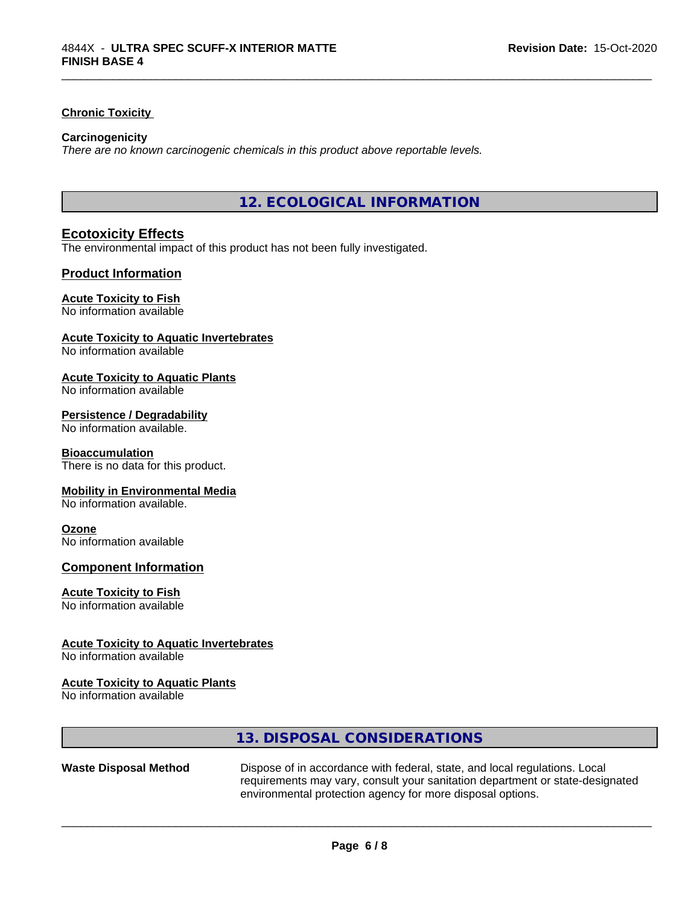### Chronic Toxicity

**Carcinogenicity**

*There are no known carcinogenic chemicals in this product above reportable levels.*

## 12. ECOLOGICAL INFORMATION

### Ecotoxicity Effects

The environmental impact of this product has not been fully investigated.

### Product Information

**Acute Toxicity to Fish**

No information available

**Acute Toxicity to Aquatic Invertebrates**

No information available

**Acute Toxicity to Aquatic Plants**

No information available

**Persistence / Degradability**

No information available.

**Bioaccumulation**

There is no data for this product.

**Mobility in Environmental Media**

No information available.

**Ozone**

No information available

### Component Information

**Acute Toxicity to Fish**

No information available

**Acute Toxicity to Aquatic Invertebrates**

No information available

**Acute Toxicity to Aquatic Plants**

No information available

## 13. DISPOSAL CONSIDERATIONS

**Waste Disposal Method**

Dispose of in accordance with federal, state, and local regulations. Local requirements may vary, consult your sanitation department or state-designated environmental protection agency for more disposal options.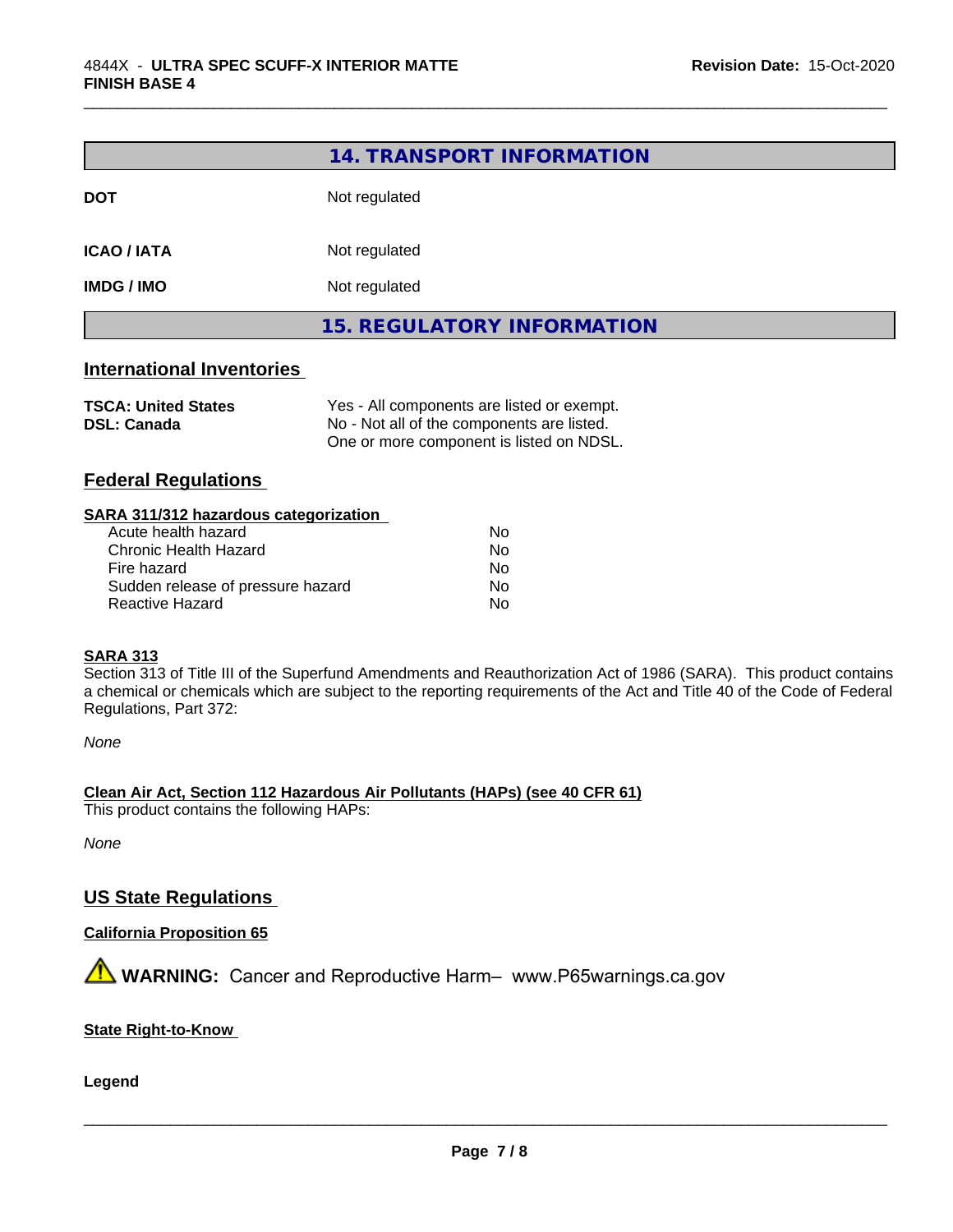## 14. TRANSPORT INFORMATION

| | |
|---|---|
| **DOT** | Not regulated |
| **ICAO / IATA** | Not regulated |
| **IMDG / IMO** | Not regulated |

## 15. REGULATORY INFORMATION

### International Inventories

| | |
|---|---|
| **TSCA: United States** | Yes - All components are listed or exempt. |
| **DSL: Canada** | No - Not all of the components are listed. One or more component is listed on NDSL. |

### Federal Regulations

**SARA 311/312 hazardous categorization**

| | |
|---|---|
| Acute health hazard | No |
| Chronic Health Hazard | No |
| Fire hazard | No |
| Sudden release of pressure hazard | No |
| Reactive Hazard | No |

**SARA 313**

Section 313 of Title III of the Superfund Amendments and Reauthorization Act of 1986 (SARA). This product contains a chemical or chemicals which are subject to the reporting requirements of the Act and Title 40 of the Code of Federal Regulations, Part 372:

*None*

**Clean Air Act, Section 112 Hazardous Air Pollutants (HAPs) (see 40 CFR 61)**

This product contains the following HAPs:

*None*

### US State Regulations

**California Proposition 65**

⚠ **WARNING:** Cancer and Reproductive Harm– www.P65warnings.ca.gov

**State Right-to-Know**

**Legend**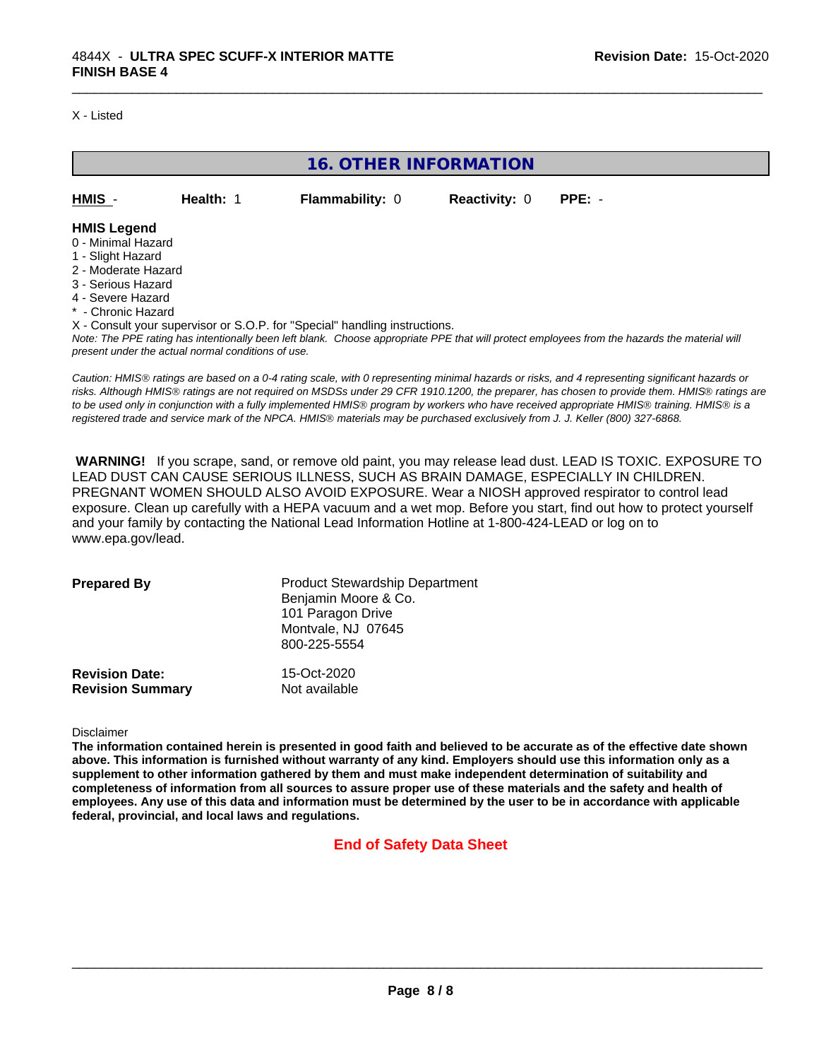X - Listed

## 16. OTHER INFORMATION

| HMIS - | Health: 1 | Flammability: 0 | Reactivity: 0 | PPE: - |
|---|---|---|---|---|

**HMIS Legend**

0 - Minimal Hazard
1 - Slight Hazard
2 - Moderate Hazard
3 - Serious Hazard
4 - Severe Hazard
* - Chronic Hazard
X - Consult your supervisor or S.O.P. for "Special" handling instructions.

*Note: The PPE rating has intentionally been left blank. Choose appropriate PPE that will protect employees from the hazards the material will present under the actual normal conditions of use.*

*Caution: HMIS® ratings are based on a 0-4 rating scale, with 0 representing minimal hazards or risks, and 4 representing significant hazards or risks. Although HMIS® ratings are not required on MSDSs under 29 CFR 1910.1200, the preparer, has chosen to provide them. HMIS® ratings are to be used only in conjunction with a fully implemented HMIS® program by workers who have received appropriate HMIS® training. HMIS® is a registered trade and service mark of the NPCA. HMIS® materials may be purchased exclusively from J. J. Keller (800) 327-6868.*

**WARNING!** If you scrape, sand, or remove old paint, you may release lead dust. LEAD IS TOXIC. EXPOSURE TO LEAD DUST CAN CAUSE SERIOUS ILLNESS, SUCH AS BRAIN DAMAGE, ESPECIALLY IN CHILDREN. PREGNANT WOMEN SHOULD ALSO AVOID EXPOSURE. Wear a NIOSH approved respirator to control lead exposure. Clean up carefully with a HEPA vacuum and a wet mop. Before you start, find out how to protect yourself and your family by contacting the National Lead Information Hotline at 1-800-424-LEAD or log on to www.epa.gov/lead.

**Prepared By**

Product Stewardship Department
Benjamin Moore & Co.
101 Paragon Drive
Montvale, NJ 07645
800-225-5554

**Revision Date:** 15-Oct-2020
**Revision Summary** Not available

Disclaimer

**The information contained herein is presented in good faith and believed to be accurate as of the effective date shown above. This information is furnished without warranty of any kind. Employers should use this information only as a supplement to other information gathered by them and must make independent determination of suitability and completeness of information from all sources to assure proper use of these materials and the safety and health of employees. Any use of this data and information must be determined by the user to be in accordance with applicable federal, provincial, and local laws and regulations.**

**End of Safety Data Sheet**